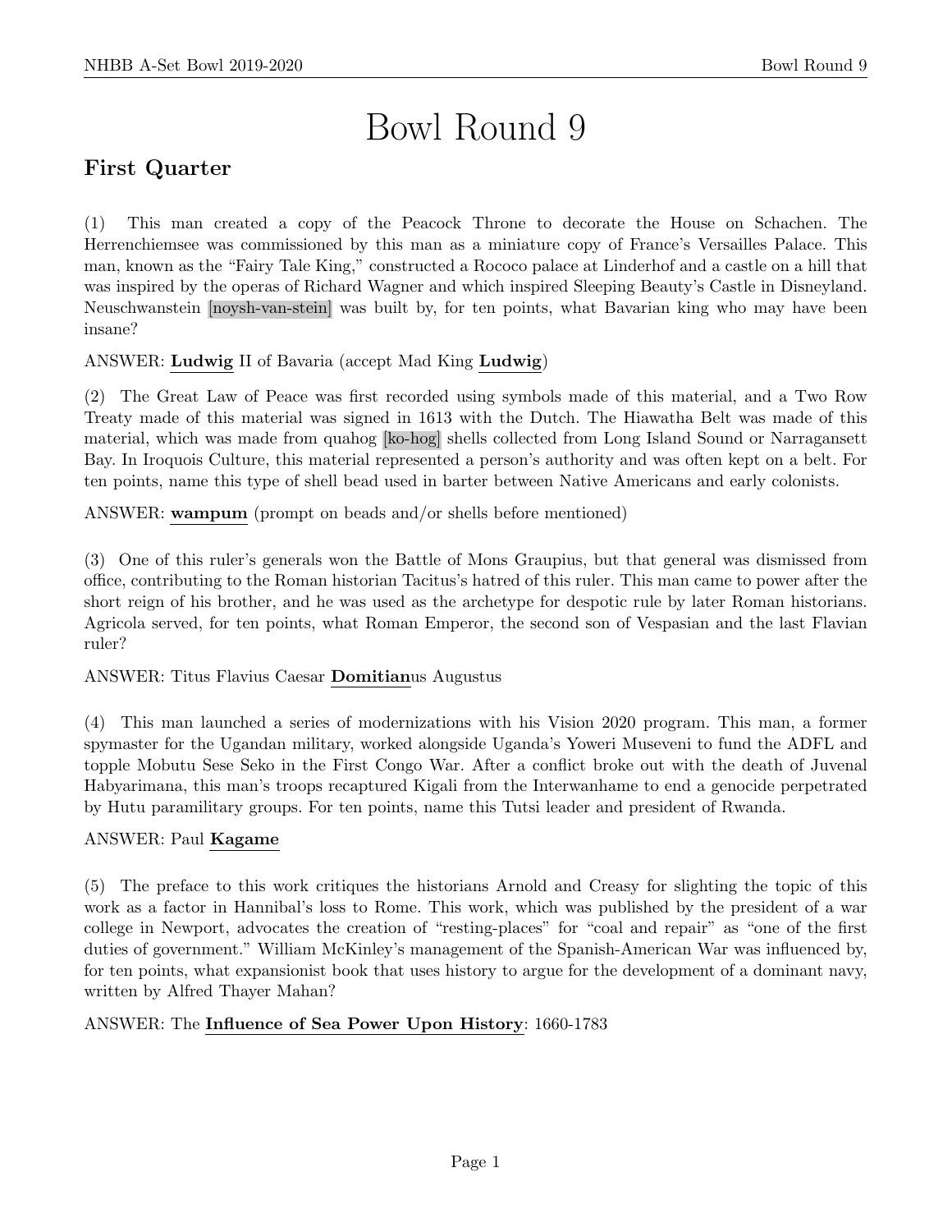# Bowl Round 9

## First Quarter

(1) This man created a copy of the Peacock Throne to decorate the House on Schachen. The Herrenchiemsee was commissioned by this man as a miniature copy of France's Versailles Palace. This man, known as the "Fairy Tale King," constructed a Rococo palace at Linderhof and a castle on a hill that was inspired by the operas of Richard Wagner and which inspired Sleeping Beauty's Castle in Disneyland. Neuschwanstein [noysh-van-stein] was built by, for ten points, what Bavarian king who may have been insane?

ANSWER: **Ludwig** II of Bavaria (accept Mad King **Ludwig**)

(2) The Great Law of Peace was first recorded using symbols made of this material, and a Two Row Treaty made of this material was signed in 1613 with the Dutch. The Hiawatha Belt was made of this material, which was made from quahog [ko-hog] shells collected from Long Island Sound or Narragansett Bay. In Iroquois Culture, this material represented a person's authority and was often kept on a belt. For ten points, name this type of shell bead used in barter between Native Americans and early colonists.

ANSWER: **wampum** (prompt on beads and/or shells before mentioned)

(3) One of this ruler's generals won the Battle of Mons Graupius, but that general was dismissed from office, contributing to the Roman historian Tacitus's hatred of this ruler. This man came to power after the short reign of his brother, and he was used as the archetype for despotic rule by later Roman historians. Agricola served, for ten points, what Roman Emperor, the second son of Vespasian and the last Flavian ruler?

ANSWER: Titus Flavius Caesar **Domitian**us Augustus

(4) This man launched a series of modernizations with his Vision 2020 program. This man, a former spymaster for the Ugandan military, worked alongside Uganda's Yoweri Museveni to fund the ADFL and topple Mobutu Sese Seko in the First Congo War. After a conflict broke out with the death of Juvenal Habyarimana, this man's troops recaptured Kigali from the Interwanhame to end a genocide perpetrated by Hutu paramilitary groups. For ten points, name this Tutsi leader and president of Rwanda.

ANSWER: Paul **Kagame**

(5) The preface to this work critiques the historians Arnold and Creasy for slighting the topic of this work as a factor in Hannibal's loss to Rome. This work, which was published by the president of a war college in Newport, advocates the creation of "resting-places" for "coal and repair" as "one of the first duties of government." William McKinley's management of the Spanish-American War was influenced by, for ten points, what expansionist book that uses history to argue for the development of a dominant navy, written by Alfred Thayer Mahan?

ANSWER: The **Influence of Sea Power Upon History**: 1660-1783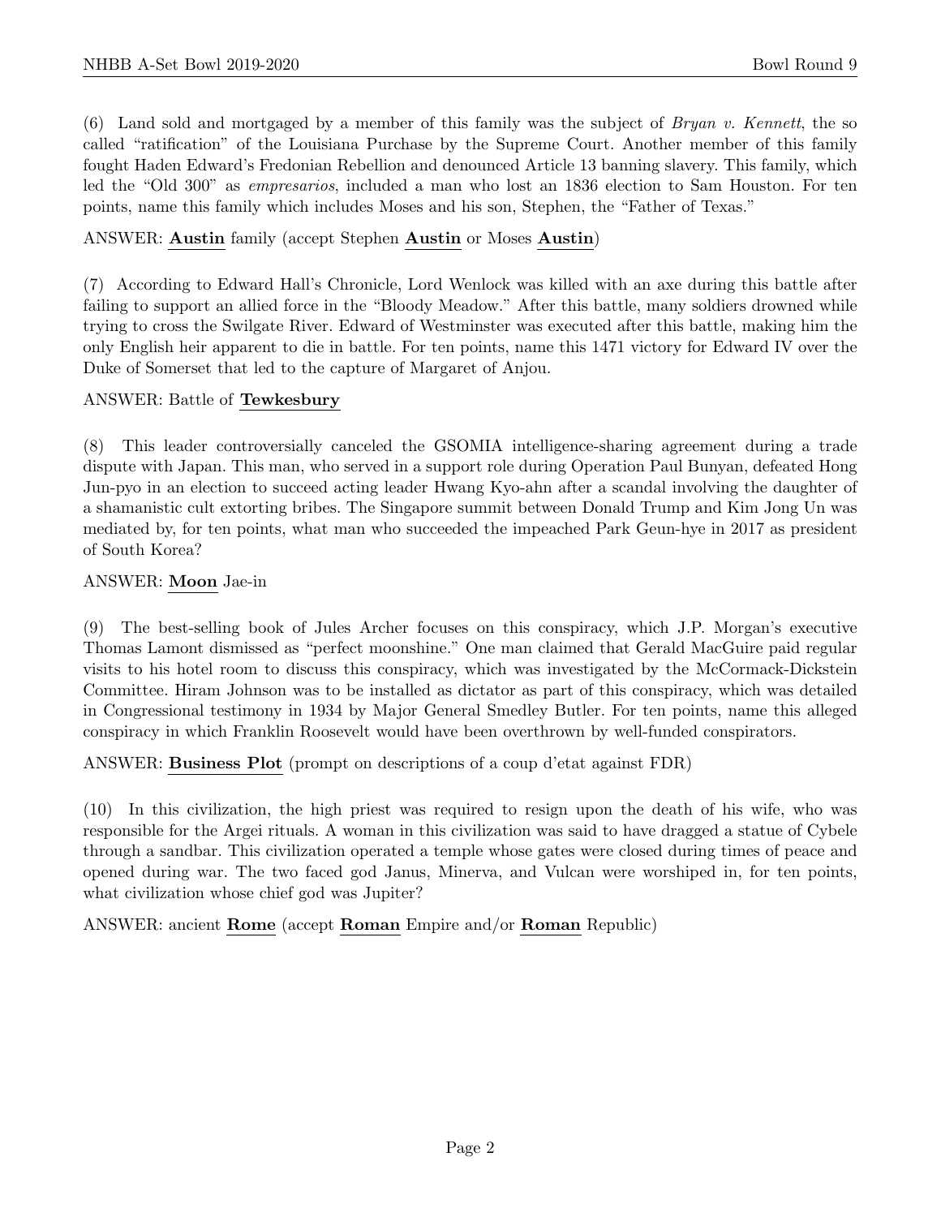(6) Land sold and mortgaged by a member of this family was the subject of *Bryan v. Kennett*, the so called "ratification" of the Louisiana Purchase by the Supreme Court. Another member of this family fought Haden Edward's Fredonian Rebellion and denounced Article 13 banning slavery. This family, which led the "Old 300" as *empresarios*, included a man who lost an 1836 election to Sam Houston. For ten points, name this family which includes Moses and his son, Stephen, the "Father of Texas."

ANSWER: **Austin** family (accept Stephen **Austin** or Moses **Austin**)

(7) According to Edward Hall's Chronicle, Lord Wenlock was killed with an axe during this battle after failing to support an allied force in the "Bloody Meadow." After this battle, many soldiers drowned while trying to cross the Swilgate River. Edward of Westminster was executed after this battle, making him the only English heir apparent to die in battle. For ten points, name this 1471 victory for Edward IV over the Duke of Somerset that led to the capture of Margaret of Anjou.

ANSWER: Battle of **Tewkesbury**

(8) This leader controversially canceled the GSOMIA intelligence-sharing agreement during a trade dispute with Japan. This man, who served in a support role during Operation Paul Bunyan, defeated Hong Jun-pyo in an election to succeed acting leader Hwang Kyo-ahn after a scandal involving the daughter of a shamanistic cult extorting bribes. The Singapore summit between Donald Trump and Kim Jong Un was mediated by, for ten points, what man who succeeded the impeached Park Geun-hye in 2017 as president of South Korea?

ANSWER: **Moon** Jae-in

(9) The best-selling book of Jules Archer focuses on this conspiracy, which J.P. Morgan's executive Thomas Lamont dismissed as "perfect moonshine." One man claimed that Gerald MacGuire paid regular visits to his hotel room to discuss this conspiracy, which was investigated by the McCormack-Dickstein Committee. Hiram Johnson was to be installed as dictator as part of this conspiracy, which was detailed in Congressional testimony in 1934 by Major General Smedley Butler. For ten points, name this alleged conspiracy in which Franklin Roosevelt would have been overthrown by well-funded conspirators.

ANSWER: **Business Plot** (prompt on descriptions of a coup d'etat against FDR)

(10) In this civilization, the high priest was required to resign upon the death of his wife, who was responsible for the Argei rituals. A woman in this civilization was said to have dragged a statue of Cybele through a sandbar. This civilization operated a temple whose gates were closed during times of peace and opened during war. The two faced god Janus, Minerva, and Vulcan were worshiped in, for ten points, what civilization whose chief god was Jupiter?

ANSWER: ancient **Rome** (accept **Roman** Empire and/or **Roman** Republic)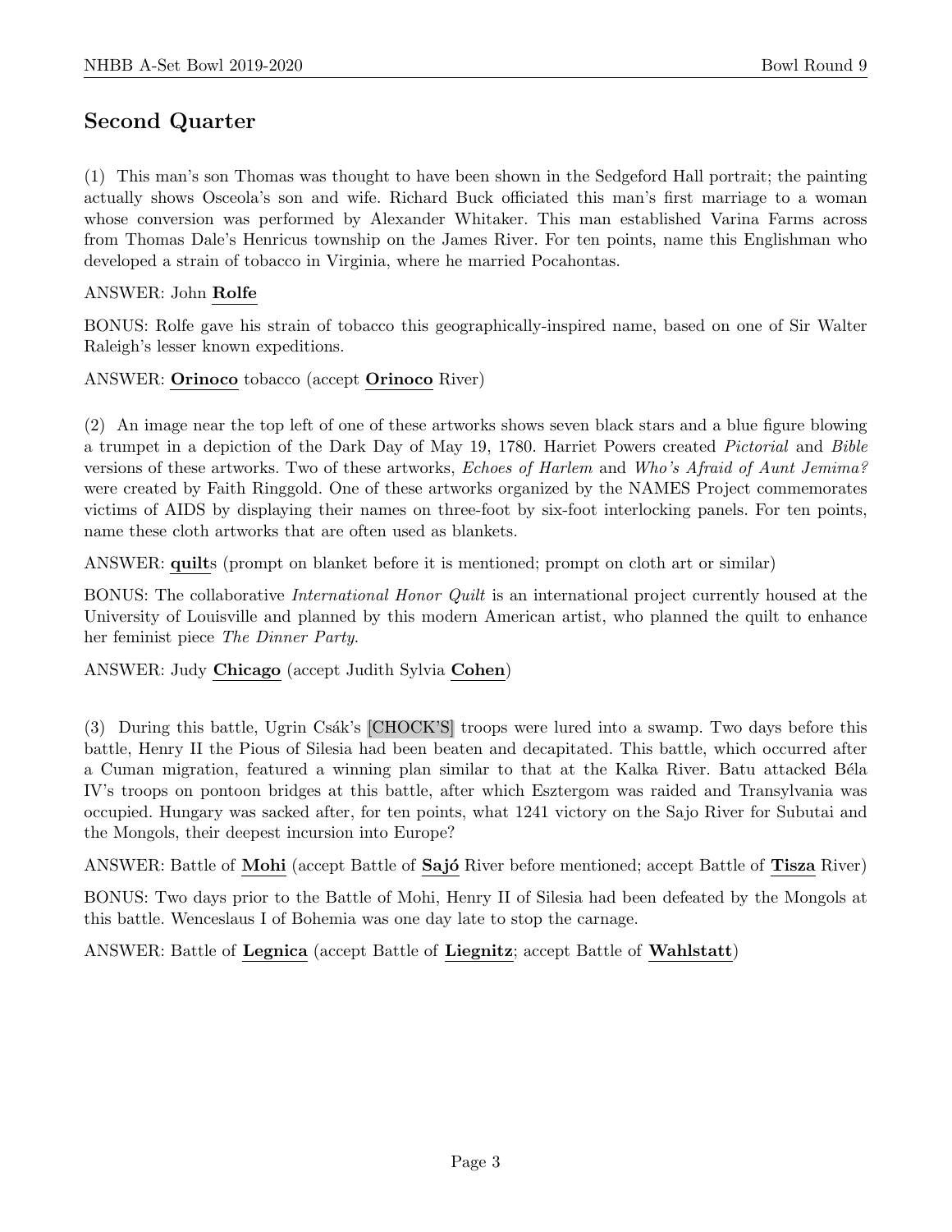## Second Quarter

(1) This man's son Thomas was thought to have been shown in the Sedgeford Hall portrait; the painting actually shows Osceola's son and wife. Richard Buck officiated this man's first marriage to a woman whose conversion was performed by Alexander Whitaker. This man established Varina Farms across from Thomas Dale's Henricus township on the James River. For ten points, name this Englishman who developed a strain of tobacco in Virginia, where he married Pocahontas.

ANSWER: John **Rolfe**

BONUS: Rolfe gave his strain of tobacco this geographically-inspired name, based on one of Sir Walter Raleigh's lesser known expeditions.

ANSWER: **Orinoco** tobacco (accept **Orinoco** River)

(2) An image near the top left of one of these artworks shows seven black stars and a blue figure blowing a trumpet in a depiction of the Dark Day of May 19, 1780. Harriet Powers created *Pictorial* and *Bible* versions of these artworks. Two of these artworks, *Echoes of Harlem* and *Who's Afraid of Aunt Jemima?* were created by Faith Ringgold. One of these artworks organized by the NAMES Project commemorates victims of AIDS by displaying their names on three-foot by six-foot interlocking panels. For ten points, name these cloth artworks that are often used as blankets.

ANSWER: **quilt**s (prompt on blanket before it is mentioned; prompt on cloth art or similar)

BONUS: The collaborative *International Honor Quilt* is an international project currently housed at the University of Louisville and planned by this modern American artist, who planned the quilt to enhance her feminist piece *The Dinner Party*.

ANSWER: Judy **Chicago** (accept Judith Sylvia **Cohen**)

(3) During this battle, Ugrin Csák's [CHOCK'S] troops were lured into a swamp. Two days before this battle, Henry II the Pious of Silesia had been beaten and decapitated. This battle, which occurred after a Cuman migration, featured a winning plan similar to that at the Kalka River. Batu attacked Béla IV's troops on pontoon bridges at this battle, after which Esztergom was raided and Transylvania was occupied. Hungary was sacked after, for ten points, what 1241 victory on the Sajo River for Subutai and the Mongols, their deepest incursion into Europe?

ANSWER: Battle of **Mohi** (accept Battle of **Sajó** River before mentioned; accept Battle of **Tisza** River)

BONUS: Two days prior to the Battle of Mohi, Henry II of Silesia had been defeated by the Mongols at this battle. Wenceslaus I of Bohemia was one day late to stop the carnage.

ANSWER: Battle of **Legnica** (accept Battle of **Liegnitz**; accept Battle of **Wahlstatt**)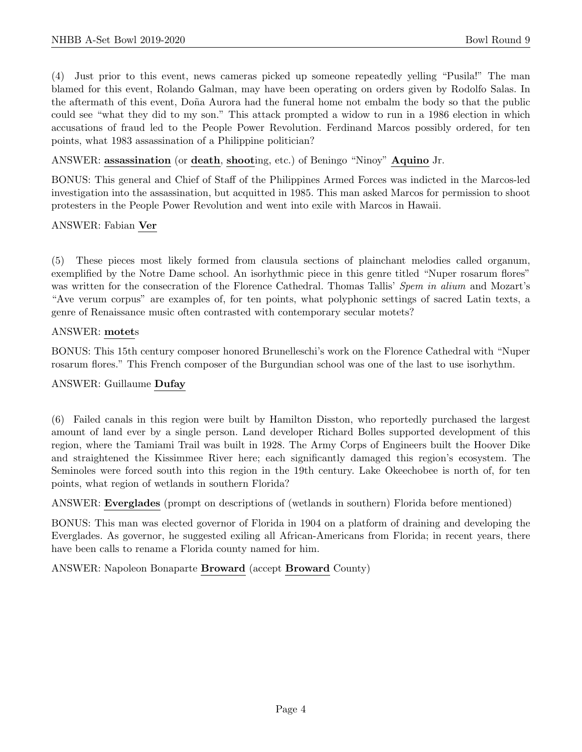(4) Just prior to this event, news cameras picked up someone repeatedly yelling "Pusila!" The man blamed for this event, Rolando Galman, may have been operating on orders given by Rodolfo Salas. In the aftermath of this event, Doña Aurora had the funeral home not embalm the body so that the public could see "what they did to my son." This attack prompted a widow to run in a 1986 election in which accusations of fraud led to the People Power Revolution. Ferdinand Marcos possibly ordered, for ten points, what 1983 assassination of a Philippine politician?

ANSWER: **assassination** (or **death**, **shoot**ing, etc.) of Beningo "Ninoy" **Aquino** Jr.

BONUS: This general and Chief of Staff of the Philippines Armed Forces was indicted in the Marcos-led investigation into the assassination, but acquitted in 1985. This man asked Marcos for permission to shoot protesters in the People Power Revolution and went into exile with Marcos in Hawaii.

ANSWER: Fabian **Ver**

(5) These pieces most likely formed from clausula sections of plainchant melodies called organum, exemplified by the Notre Dame school. An isorhythmic piece in this genre titled "Nuper rosarum flores" was written for the consecration of the Florence Cathedral. Thomas Tallis' *Spem in alium* and Mozart's "Ave verum corpus" are examples of, for ten points, what polyphonic settings of sacred Latin texts, a genre of Renaissance music often contrasted with contemporary secular motets?

ANSWER: **motet**s

BONUS: This 15th century composer honored Brunelleschi's work on the Florence Cathedral with "Nuper rosarum flores." This French composer of the Burgundian school was one of the last to use isorhythm.

ANSWER: Guillaume **Dufay**

(6) Failed canals in this region were built by Hamilton Disston, who reportedly purchased the largest amount of land ever by a single person. Land developer Richard Bolles supported development of this region, where the Tamiami Trail was built in 1928. The Army Corps of Engineers built the Hoover Dike and straightened the Kissimmee River here; each significantly damaged this region's ecosystem. The Seminoles were forced south into this region in the 19th century. Lake Okeechobee is north of, for ten points, what region of wetlands in southern Florida?

ANSWER: **Everglades** (prompt on descriptions of (wetlands in southern) Florida before mentioned)

BONUS: This man was elected governor of Florida in 1904 on a platform of draining and developing the Everglades. As governor, he suggested exiling all African-Americans from Florida; in recent years, there have been calls to rename a Florida county named for him.

ANSWER: Napoleon Bonaparte **Broward** (accept **Broward** County)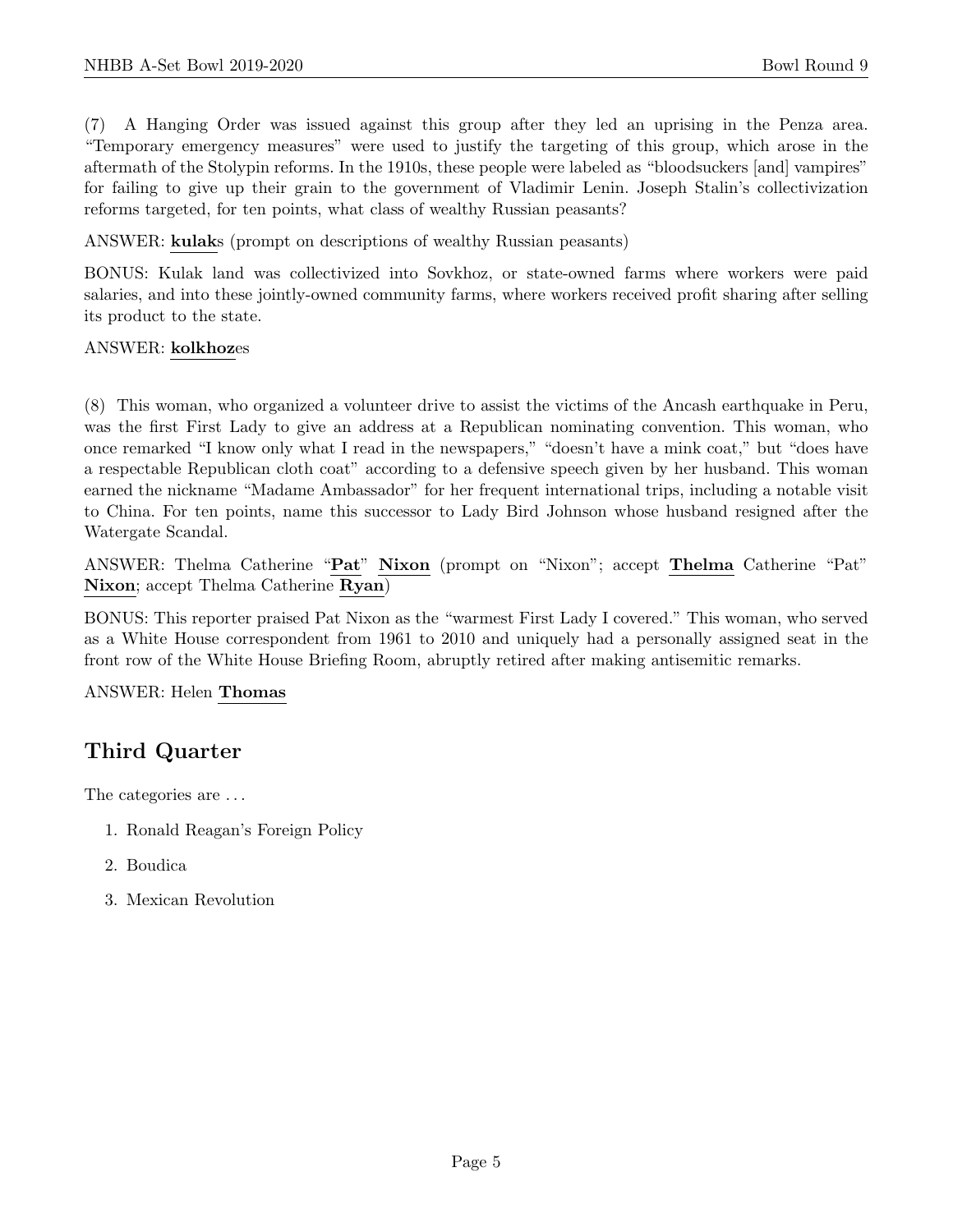(7) A Hanging Order was issued against this group after they led an uprising in the Penza area. "Temporary emergency measures" were used to justify the targeting of this group, which arose in the aftermath of the Stolypin reforms. In the 1910s, these people were labeled as "bloodsuckers [and] vampires" for failing to give up their grain to the government of Vladimir Lenin. Joseph Stalin's collectivization reforms targeted, for ten points, what class of wealthy Russian peasants?

ANSWER: **kulak**s (prompt on descriptions of wealthy Russian peasants)

BONUS: Kulak land was collectivized into Sovkhoz, or state-owned farms where workers were paid salaries, and into these jointly-owned community farms, where workers received profit sharing after selling its product to the state.

ANSWER: **kolkhoz**es

(8) This woman, who organized a volunteer drive to assist the victims of the Ancash earthquake in Peru, was the first First Lady to give an address at a Republican nominating convention. This woman, who once remarked "I know only what I read in the newspapers," "doesn't have a mink coat," but "does have a respectable Republican cloth coat" according to a defensive speech given by her husband. This woman earned the nickname "Madame Ambassador" for her frequent international trips, including a notable visit to China. For ten points, name this successor to Lady Bird Johnson whose husband resigned after the Watergate Scandal.

ANSWER: Thelma Catherine "**Pat**" **Nixon** (prompt on "Nixon"; accept **Thelma** Catherine "Pat" **Nixon**; accept Thelma Catherine **Ryan**)

BONUS: This reporter praised Pat Nixon as the "warmest First Lady I covered." This woman, who served as a White House correspondent from 1961 to 2010 and uniquely had a personally assigned seat in the front row of the White House Briefing Room, abruptly retired after making antisemitic remarks.

ANSWER: Helen **Thomas**

## Third Quarter

The categories are ...

1. Ronald Reagan's Foreign Policy
2. Boudica
3. Mexican Revolution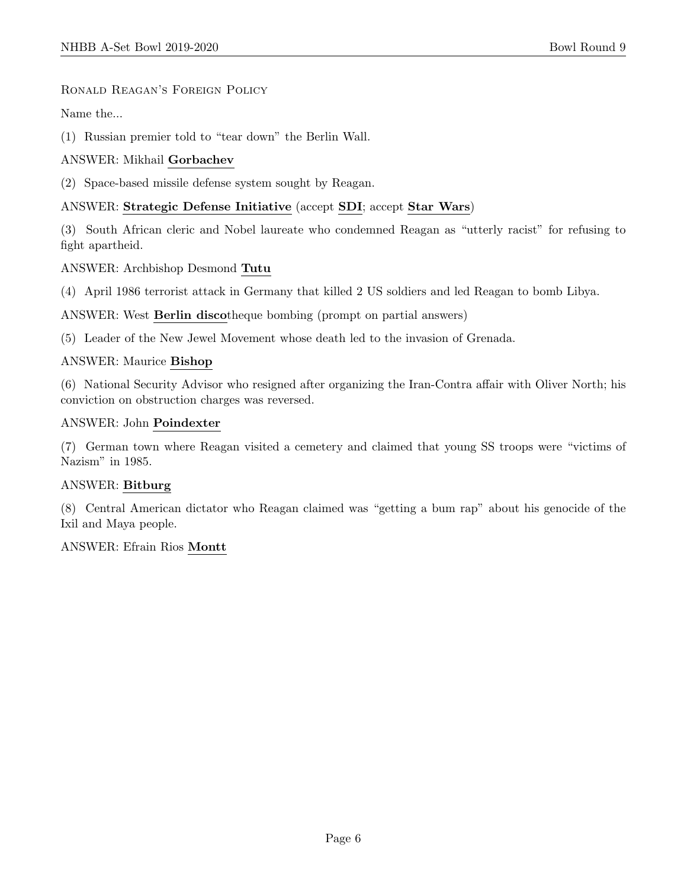Ronald Reagan's Foreign Policy

Name the...

(1) Russian premier told to "tear down" the Berlin Wall.

ANSWER: Mikhail **Gorbachev**

(2) Space-based missile defense system sought by Reagan.

ANSWER: **Strategic Defense Initiative** (accept **SDI**; accept **Star Wars**)

(3) South African cleric and Nobel laureate who condemned Reagan as "utterly racist" for refusing to fight apartheid.

ANSWER: Archbishop Desmond **Tutu**

(4) April 1986 terrorist attack in Germany that killed 2 US soldiers and led Reagan to bomb Libya.

ANSWER: West **Berlin disco**theque bombing (prompt on partial answers)

(5) Leader of the New Jewel Movement whose death led to the invasion of Grenada.

ANSWER: Maurice **Bishop**

(6) National Security Advisor who resigned after organizing the Iran-Contra affair with Oliver North; his conviction on obstruction charges was reversed.

ANSWER: John **Poindexter**

(7) German town where Reagan visited a cemetery and claimed that young SS troops were "victims of Nazism" in 1985.

ANSWER: **Bitburg**

(8) Central American dictator who Reagan claimed was "getting a bum rap" about his genocide of the Ixil and Maya people.

ANSWER: Efrain Rios **Montt**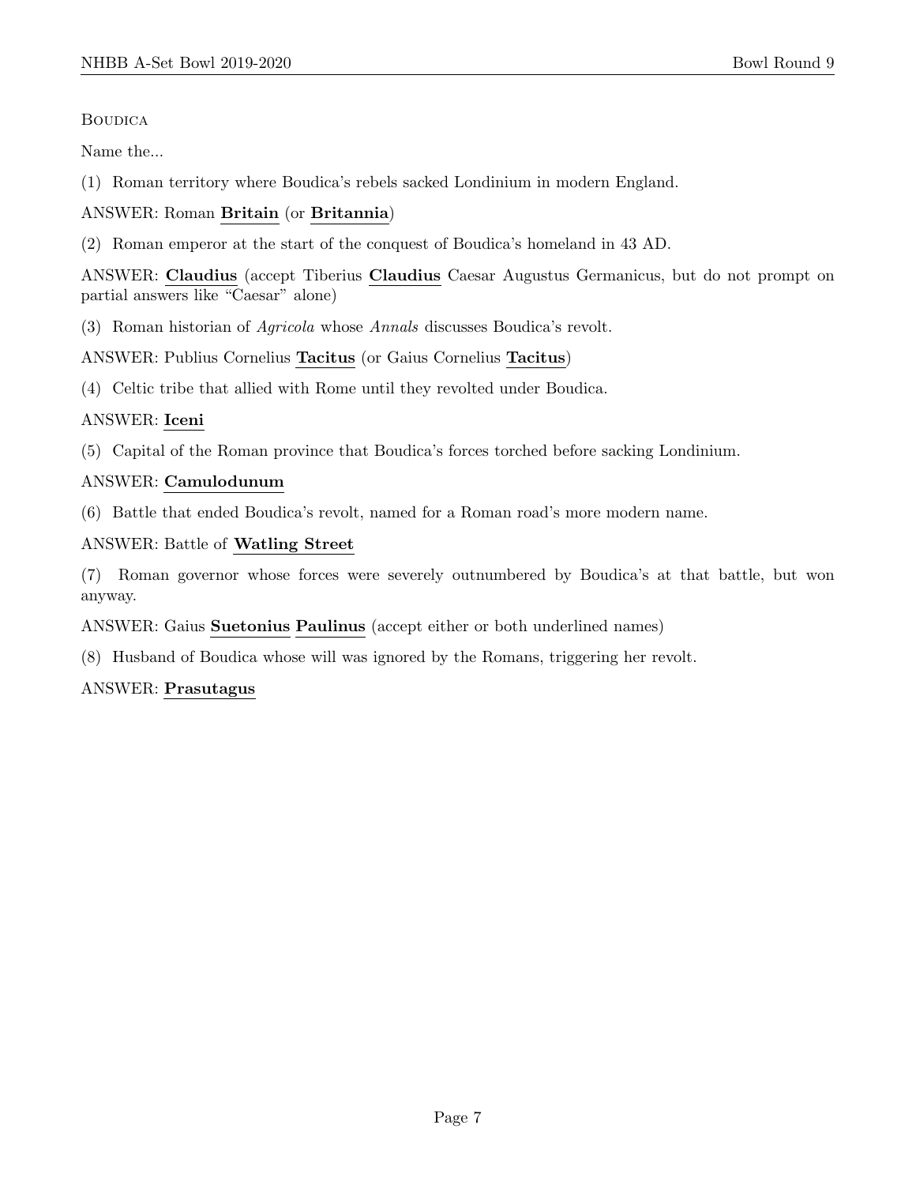Boudica

Name the...

(1) Roman territory where Boudica's rebels sacked Londinium in modern England.

ANSWER: Roman **Britain** (or **Britannia**)

(2) Roman emperor at the start of the conquest of Boudica's homeland in 43 AD.

ANSWER: **Claudius** (accept Tiberius **Claudius** Caesar Augustus Germanicus, but do not prompt on partial answers like "Caesar" alone)

(3) Roman historian of *Agricola* whose *Annals* discusses Boudica's revolt.

ANSWER: Publius Cornelius **Tacitus** (or Gaius Cornelius **Tacitus**)

(4) Celtic tribe that allied with Rome until they revolted under Boudica.

ANSWER: **Iceni**

(5) Capital of the Roman province that Boudica's forces torched before sacking Londinium.

ANSWER: **Camulodunum**

(6) Battle that ended Boudica's revolt, named for a Roman road's more modern name.

ANSWER: Battle of **Watling Street**

(7) Roman governor whose forces were severely outnumbered by Boudica's at that battle, but won anyway.

ANSWER: Gaius **Suetonius** **Paulinus** (accept either or both underlined names)

(8) Husband of Boudica whose will was ignored by the Romans, triggering her revolt.

ANSWER: **Prasutagus**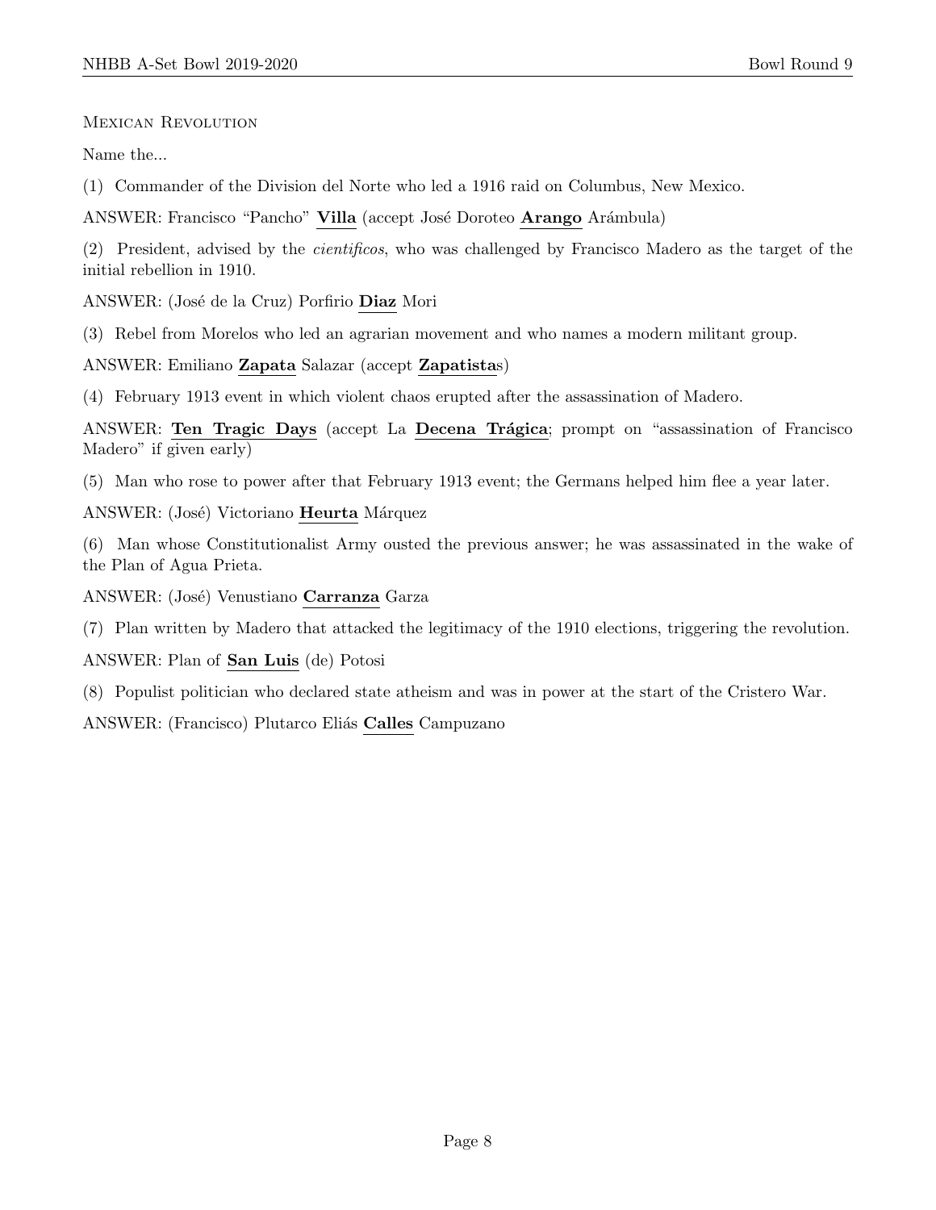Mexican Revolution

Name the...

(1) Commander of the Division del Norte who led a 1916 raid on Columbus, New Mexico.

ANSWER: Francisco “Pancho” **Villa** (accept José Doroteo **Arango** Arámbula)

(2) President, advised by the *cientificos*, who was challenged by Francisco Madero as the target of the initial rebellion in 1910.

ANSWER: (José de la Cruz) Porfirio **Diaz** Mori

(3) Rebel from Morelos who led an agrarian movement and who names a modern militant group.

ANSWER: Emiliano **Zapata** Salazar (accept **Zapatista**s)

(4) February 1913 event in which violent chaos erupted after the assassination of Madero.

ANSWER: **Ten Tragic Days** (accept La **Decena Trágica**; prompt on “assassination of Francisco Madero” if given early)

(5) Man who rose to power after that February 1913 event; the Germans helped him flee a year later.

ANSWER: (José) Victoriano **Heurta** Márquez

(6) Man whose Constitutionalist Army ousted the previous answer; he was assassinated in the wake of the Plan of Agua Prieta.

ANSWER: (José) Venustiano **Carranza** Garza

(7) Plan written by Madero that attacked the legitimacy of the 1910 elections, triggering the revolution.

ANSWER: Plan of **San Luis** (de) Potosi

(8) Populist politician who declared state atheism and was in power at the start of the Cristero War.

ANSWER: (Francisco) Plutarco Eliás **Calles** Campuzano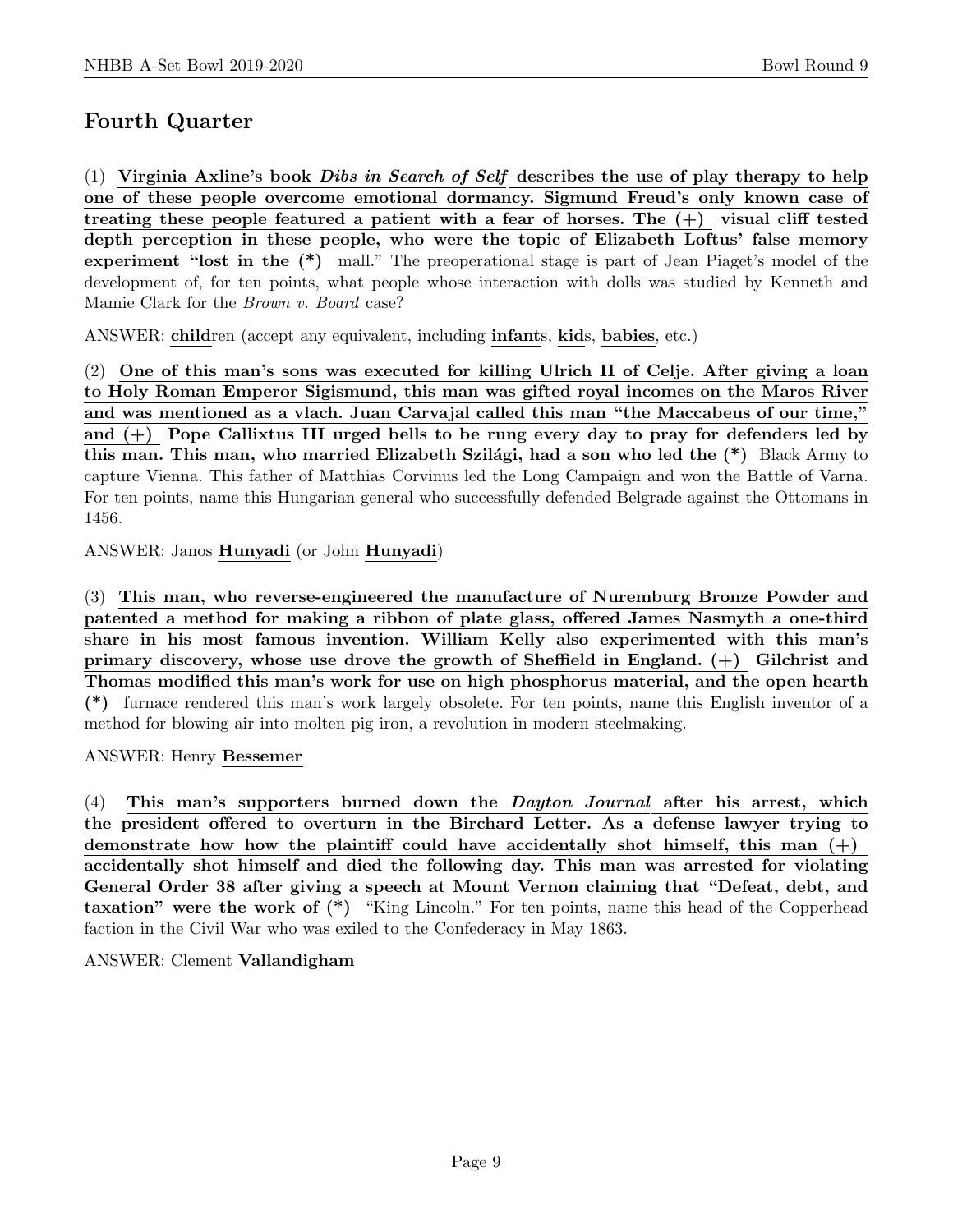## Fourth Quarter

(1) **Virginia Axline's book *Dibs in Search of Self* describes the use of play therapy to help one of these people overcome emotional dormancy. Sigmund Freud's only known case of treating these people featured a patient with a fear of horses. The (+) visual cliff tested depth perception in these people, who were the topic of Elizabeth Loftus' false memory experiment "lost in the (*)** mall." The preoperational stage is part of Jean Piaget's model of the development of, for ten points, what people whose interaction with dolls was studied by Kenneth and Mamie Clark for the *Brown v. Board* case?

ANSWER: **child**ren (accept any equivalent, including **infant**s, **kid**s, **babies**, etc.)

(2) **One of this man's sons was executed for killing Ulrich II of Celje. After giving a loan to Holy Roman Emperor Sigismund, this man was gifted royal incomes on the Maros River and was mentioned as a vlach. Juan Carvajal called this man "the Maccabeus of our time," and (+) Pope Callixtus III urged bells to be rung every day to pray for defenders led by this man. This man, who married Elizabeth Szilági, had a son who led the (*)** Black Army to capture Vienna. This father of Matthias Corvinus led the Long Campaign and won the Battle of Varna. For ten points, name this Hungarian general who successfully defended Belgrade against the Ottomans in 1456.

ANSWER: Janos **Hunyadi** (or John **Hunyadi**)

(3) **This man, who reverse-engineered the manufacture of Nuremburg Bronze Powder and patented a method for making a ribbon of plate glass, offered James Nasmyth a one-third share in his most famous invention. William Kelly also experimented with this man's primary discovery, whose use drove the growth of Sheffield in England. (+) Gilchrist and Thomas modified this man's work for use on high phosphorus material, and the open hearth (*)** furnace rendered this man's work largely obsolete. For ten points, name this English inventor of a method for blowing air into molten pig iron, a revolution in modern steelmaking.

ANSWER: Henry **Bessemer**

(4) **This man's supporters burned down the *Dayton Journal* after his arrest, which the president offered to overturn in the Birchard Letter. As a defense lawyer trying to demonstrate how how the plaintiff could have accidentally shot himself, this man (+) accidentally shot himself and died the following day. This man was arrested for violating General Order 38 after giving a speech at Mount Vernon claiming that "Defeat, debt, and taxation" were the work of (*)** "King Lincoln." For ten points, name this head of the Copperhead faction in the Civil War who was exiled to the Confederacy in May 1863.

ANSWER: Clement **Vallandigham**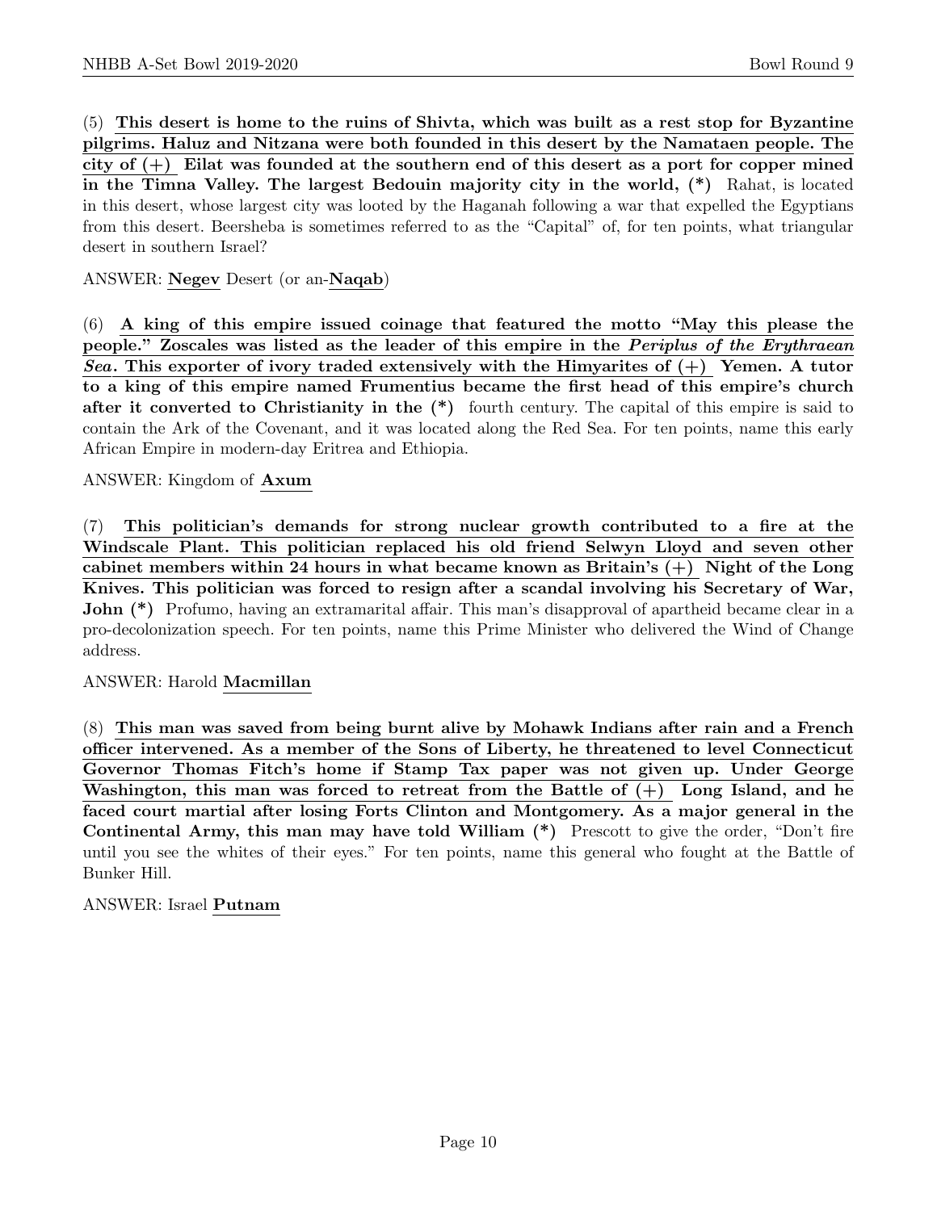(5) **This desert is home to the ruins of Shivta, which was built as a rest stop for Byzantine pilgrims. Haluz and Nitzana were both founded in this desert by the Namataen people. The city of (+) Eilat was founded at the southern end of this desert as a port for copper mined in the Timna Valley. The largest Bedouin majority city in the world, (*)** Rahat, is located in this desert, whose largest city was looted by the Haganah following a war that expelled the Egyptians from this desert. Beersheba is sometimes referred to as the "Capital" of, for ten points, what triangular desert in southern Israel?

ANSWER: **Negev** Desert (or an-**Naqab**)

(6) **A king of this empire issued coinage that featured the motto "May this please the people." Zoscales was listed as the leader of this empire in the *Periplus of the Erythraean Sea*. This exporter of ivory traded extensively with the Himyarites of (+) Yemen. A tutor to a king of this empire named Frumentius became the first head of this empire's church after it converted to Christianity in the (*)** fourth century. The capital of this empire is said to contain the Ark of the Covenant, and it was located along the Red Sea. For ten points, name this early African Empire in modern-day Eritrea and Ethiopia.

ANSWER: Kingdom of **Axum**

(7) **This politician's demands for strong nuclear growth contributed to a fire at the Windscale Plant. This politician replaced his old friend Selwyn Lloyd and seven other cabinet members within 24 hours in what became known as Britain's (+) Night of the Long Knives. This politician was forced to resign after a scandal involving his Secretary of War, John (*)** Profumo, having an extramarital affair. This man's disapproval of apartheid became clear in a pro-decolonization speech. For ten points, name this Prime Minister who delivered the Wind of Change address.

ANSWER: Harold **Macmillan**

(8) **This man was saved from being burnt alive by Mohawk Indians after rain and a French officer intervened. As a member of the Sons of Liberty, he threatened to level Connecticut Governor Thomas Fitch's home if Stamp Tax paper was not given up. Under George Washington, this man was forced to retreat from the Battle of (+) Long Island, and he faced court martial after losing Forts Clinton and Montgomery. As a major general in the Continental Army, this man may have told William (*)** Prescott to give the order, "Don't fire until you see the whites of their eyes." For ten points, name this general who fought at the Battle of Bunker Hill.

ANSWER: Israel **Putnam**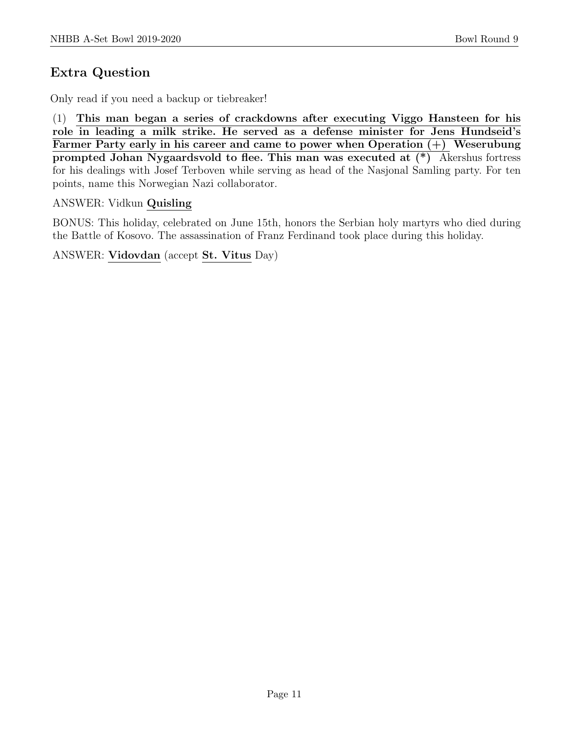## Extra Question

Only read if you need a backup or tiebreaker!

(1) **This man began a series of crackdowns after executing Viggo Hansteen for his role in leading a milk strike. He served as a defense minister for Jens Hundseid's Farmer Party early in his career and came to power when Operation (+) Weserubung prompted Johan Nygaardsvold to flee. This man was executed at (*)** Akershus fortress for his dealings with Josef Terboven while serving as head of the Nasjonal Samling party. For ten points, name this Norwegian Nazi collaborator.

ANSWER: Vidkun **Quisling**

BONUS: This holiday, celebrated on June 15th, honors the Serbian holy martyrs who died during the Battle of Kosovo. The assassination of Franz Ferdinand took place during this holiday.

ANSWER: **Vidovdan** (accept **St. Vitus** Day)